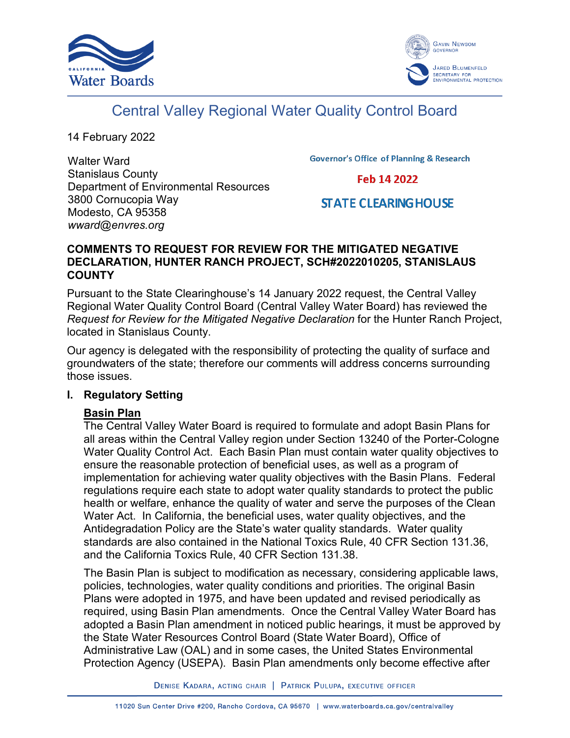California Water Boards

Gavin Newsom, Governor
Jared Blumenfeld, Secretary for Environmental Protection

# Central Valley Regional Water Quality Control Board

14 February 2022

Walter Ward
Stanislaus County
Department of Environmental Resources
3800 Cornucopia Way
Modesto, CA 95358
*wward@envres.org*

Governor's Office of Planning & Research

Feb 14 2022

STATE CLEARINGHOUSE

**COMMENTS TO REQUEST FOR REVIEW FOR THE MITIGATED NEGATIVE DECLARATION, HUNTER RANCH PROJECT, SCH#2022010205, STANISLAUS COUNTY**

Pursuant to the State Clearinghouse's 14 January 2022 request, the Central Valley Regional Water Quality Control Board (Central Valley Water Board) has reviewed the *Request for Review for the Mitigated Negative Declaration* for the Hunter Ranch Project, located in Stanislaus County.

Our agency is delegated with the responsibility of protecting the quality of surface and groundwaters of the state; therefore our comments will address concerns surrounding those issues.

## I. Regulatory Setting

**Basin Plan**

The Central Valley Water Board is required to formulate and adopt Basin Plans for all areas within the Central Valley region under Section 13240 of the Porter-Cologne Water Quality Control Act. Each Basin Plan must contain water quality objectives to ensure the reasonable protection of beneficial uses, as well as a program of implementation for achieving water quality objectives with the Basin Plans. Federal regulations require each state to adopt water quality standards to protect the public health or welfare, enhance the quality of water and serve the purposes of the Clean Water Act. In California, the beneficial uses, water quality objectives, and the Antidegradation Policy are the State's water quality standards. Water quality standards are also contained in the National Toxics Rule, 40 CFR Section 131.36, and the California Toxics Rule, 40 CFR Section 131.38.

The Basin Plan is subject to modification as necessary, considering applicable laws, policies, technologies, water quality conditions and priorities. The original Basin Plans were adopted in 1975, and have been updated and revised periodically as required, using Basin Plan amendments. Once the Central Valley Water Board has adopted a Basin Plan amendment in noticed public hearings, it must be approved by the State Water Resources Control Board (State Water Board), Office of Administrative Law (OAL) and in some cases, the United States Environmental Protection Agency (USEPA). Basin Plan amendments only become effective after

Denise Kadara, Acting Chair | Patrick Pulupa, Executive Officer

11020 Sun Center Drive #200, Rancho Cordova, CA 95670 | www.waterboards.ca.gov/centralvalley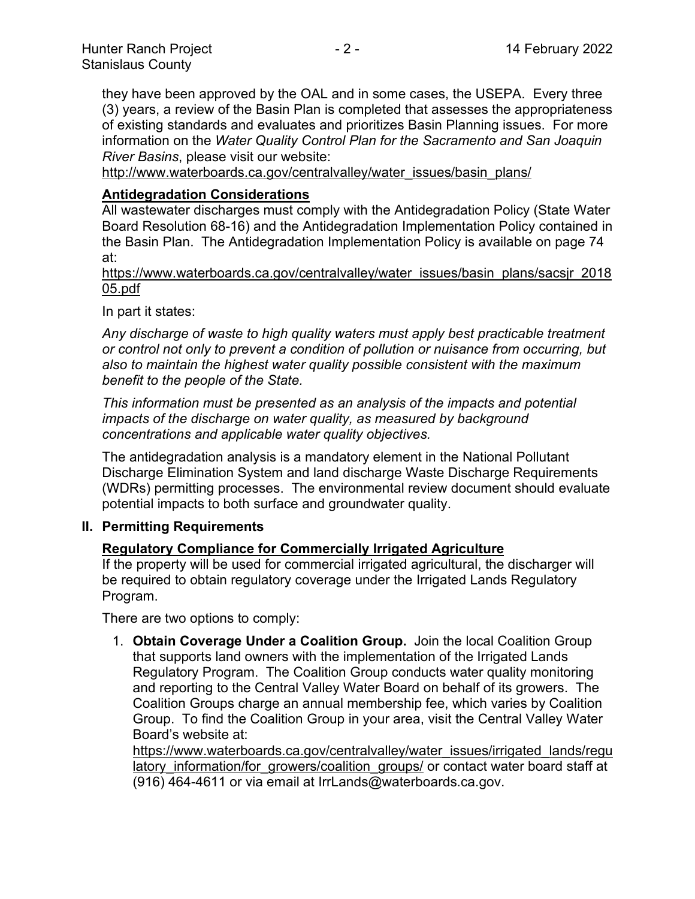they have been approved by the OAL and in some cases, the USEPA. Every three (3) years, a review of the Basin Plan is completed that assesses the appropriateness of existing standards and evaluates and prioritizes Basin Planning issues. For more information on the *Water Quality Control Plan for the Sacramento and San Joaquin River Basins*, please visit our website:
http://www.waterboards.ca.gov/centralvalley/water_issues/basin_plans/

**Antidegradation Considerations**

All wastewater discharges must comply with the Antidegradation Policy (State Water Board Resolution 68-16) and the Antidegradation Implementation Policy contained in the Basin Plan. The Antidegradation Implementation Policy is available on page 74 at:
https://www.waterboards.ca.gov/centralvalley/water_issues/basin_plans/sacsjr_201805.pdf

In part it states:

*Any discharge of waste to high quality waters must apply best practicable treatment or control not only to prevent a condition of pollution or nuisance from occurring, but also to maintain the highest water quality possible consistent with the maximum benefit to the people of the State.*

*This information must be presented as an analysis of the impacts and potential impacts of the discharge on water quality, as measured by background concentrations and applicable water quality objectives.*

The antidegradation analysis is a mandatory element in the National Pollutant Discharge Elimination System and land discharge Waste Discharge Requirements (WDRs) permitting processes. The environmental review document should evaluate potential impacts to both surface and groundwater quality.

## II. Permitting Requirements

**Regulatory Compliance for Commercially Irrigated Agriculture**

If the property will be used for commercial irrigated agricultural, the discharger will be required to obtain regulatory coverage under the Irrigated Lands Regulatory Program.

There are two options to comply:

1. **Obtain Coverage Under a Coalition Group.** Join the local Coalition Group that supports land owners with the implementation of the Irrigated Lands Regulatory Program. The Coalition Group conducts water quality monitoring and reporting to the Central Valley Water Board on behalf of its growers. The Coalition Groups charge an annual membership fee, which varies by Coalition Group. To find the Coalition Group in your area, visit the Central Valley Water Board's website at:
https://www.waterboards.ca.gov/centralvalley/water_issues/irrigated_lands/regulatory_information/for_growers/coalition_groups/ or contact water board staff at (916) 464-4611 or via email at IrrLands@waterboards.ca.gov.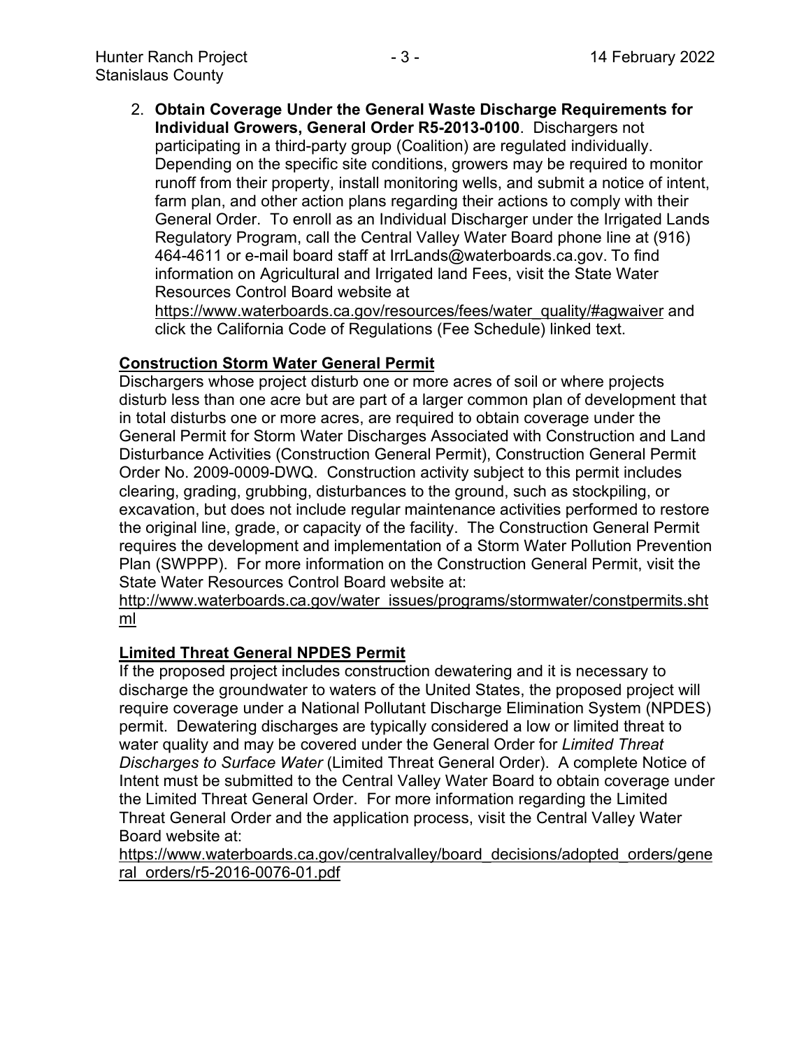2. **Obtain Coverage Under the General Waste Discharge Requirements for Individual Growers, General Order R5-2013-0100**. Dischargers not participating in a third-party group (Coalition) are regulated individually. Depending on the specific site conditions, growers may be required to monitor runoff from their property, install monitoring wells, and submit a notice of intent, farm plan, and other action plans regarding their actions to comply with their General Order. To enroll as an Individual Discharger under the Irrigated Lands Regulatory Program, call the Central Valley Water Board phone line at (916) 464-4611 or e-mail board staff at IrrLands@waterboards.ca.gov. To find information on Agricultural and Irrigated land Fees, visit the State Water Resources Control Board website at https://www.waterboards.ca.gov/resources/fees/water_quality/#agwaiver and click the California Code of Regulations (Fee Schedule) linked text.

## Construction Storm Water General Permit

Dischargers whose project disturb one or more acres of soil or where projects disturb less than one acre but are part of a larger common plan of development that in total disturbs one or more acres, are required to obtain coverage under the General Permit for Storm Water Discharges Associated with Construction and Land Disturbance Activities (Construction General Permit), Construction General Permit Order No. 2009-0009-DWQ. Construction activity subject to this permit includes clearing, grading, grubbing, disturbances to the ground, such as stockpiling, or excavation, but does not include regular maintenance activities performed to restore the original line, grade, or capacity of the facility. The Construction General Permit requires the development and implementation of a Storm Water Pollution Prevention Plan (SWPPP). For more information on the Construction General Permit, visit the State Water Resources Control Board website at:
http://www.waterboards.ca.gov/water_issues/programs/stormwater/constpermits.shtml

## Limited Threat General NPDES Permit

If the proposed project includes construction dewatering and it is necessary to discharge the groundwater to waters of the United States, the proposed project will require coverage under a National Pollutant Discharge Elimination System (NPDES) permit. Dewatering discharges are typically considered a low or limited threat to water quality and may be covered under the General Order for *Limited Threat Discharges to Surface Water* (Limited Threat General Order). A complete Notice of Intent must be submitted to the Central Valley Water Board to obtain coverage under the Limited Threat General Order. For more information regarding the Limited Threat General Order and the application process, visit the Central Valley Water Board website at:
https://www.waterboards.ca.gov/centralvalley/board_decisions/adopted_orders/general_orders/r5-2016-0076-01.pdf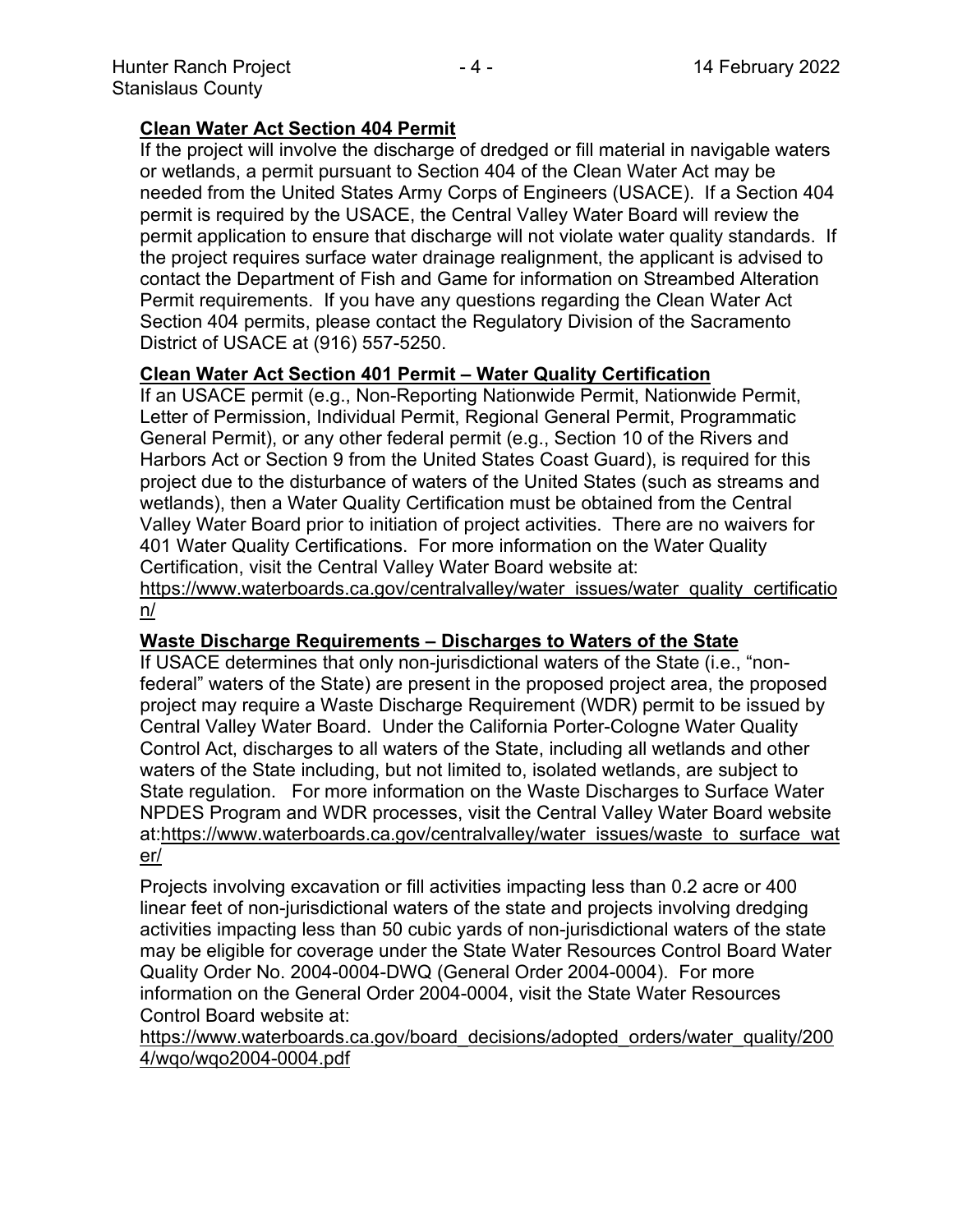**Clean Water Act Section 404 Permit**

If the project will involve the discharge of dredged or fill material in navigable waters or wetlands, a permit pursuant to Section 404 of the Clean Water Act may be needed from the United States Army Corps of Engineers (USACE). If a Section 404 permit is required by the USACE, the Central Valley Water Board will review the permit application to ensure that discharge will not violate water quality standards. If the project requires surface water drainage realignment, the applicant is advised to contact the Department of Fish and Game for information on Streambed Alteration Permit requirements. If you have any questions regarding the Clean Water Act Section 404 permits, please contact the Regulatory Division of the Sacramento District of USACE at (916) 557-5250.

**Clean Water Act Section 401 Permit – Water Quality Certification**

If an USACE permit (e.g., Non-Reporting Nationwide Permit, Nationwide Permit, Letter of Permission, Individual Permit, Regional General Permit, Programmatic General Permit), or any other federal permit (e.g., Section 10 of the Rivers and Harbors Act or Section 9 from the United States Coast Guard), is required for this project due to the disturbance of waters of the United States (such as streams and wetlands), then a Water Quality Certification must be obtained from the Central Valley Water Board prior to initiation of project activities. There are no waivers for 401 Water Quality Certifications. For more information on the Water Quality Certification, visit the Central Valley Water Board website at: https://www.waterboards.ca.gov/centralvalley/water_issues/water_quality_certification/

**Waste Discharge Requirements – Discharges to Waters of the State**

If USACE determines that only non-jurisdictional waters of the State (i.e., "non-federal" waters of the State) are present in the proposed project area, the proposed project may require a Waste Discharge Requirement (WDR) permit to be issued by Central Valley Water Board. Under the California Porter-Cologne Water Quality Control Act, discharges to all waters of the State, including all wetlands and other waters of the State including, but not limited to, isolated wetlands, are subject to State regulation. For more information on the Waste Discharges to Surface Water NPDES Program and WDR processes, visit the Central Valley Water Board website at:https://www.waterboards.ca.gov/centralvalley/water_issues/waste_to_surface_water/

Projects involving excavation or fill activities impacting less than 0.2 acre or 400 linear feet of non-jurisdictional waters of the state and projects involving dredging activities impacting less than 50 cubic yards of non-jurisdictional waters of the state may be eligible for coverage under the State Water Resources Control Board Water Quality Order No. 2004-0004-DWQ (General Order 2004-0004). For more information on the General Order 2004-0004, visit the State Water Resources Control Board website at: https://www.waterboards.ca.gov/board_decisions/adopted_orders/water_quality/2004/wqo/wqo2004-0004.pdf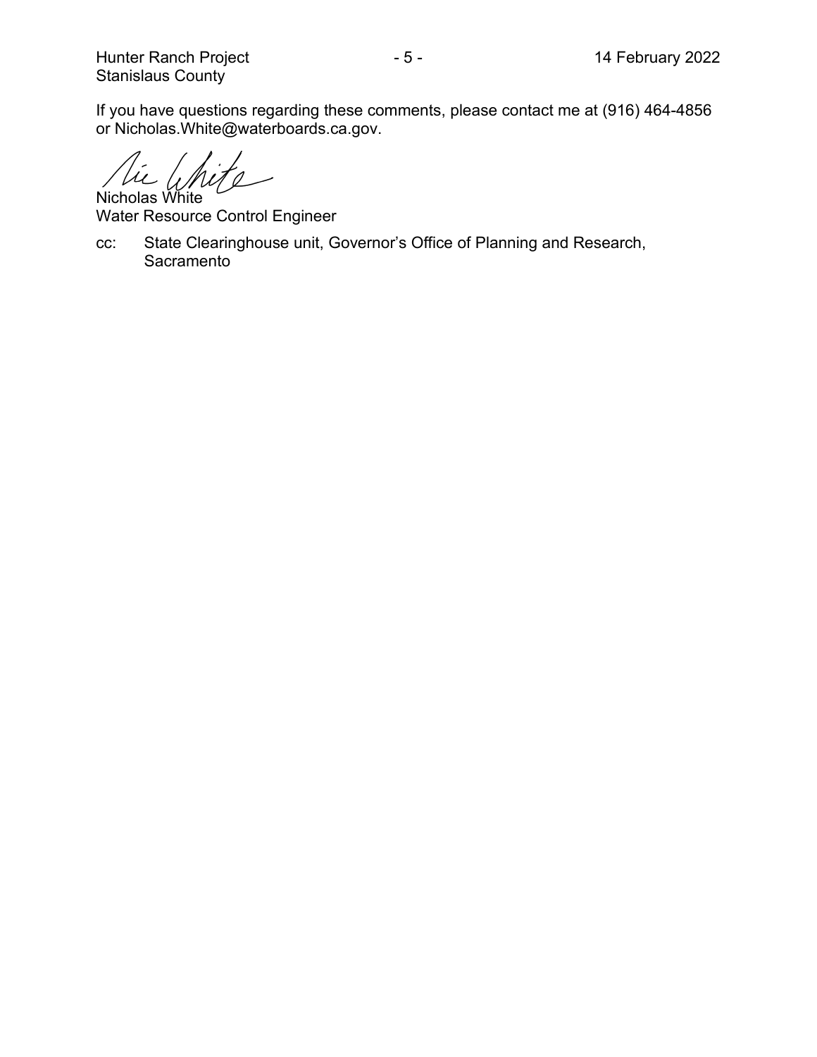If you have questions regarding these comments, please contact me at (916) 464-4856 or Nicholas.White@waterboards.ca.gov.

Nicholas White
Water Resource Control Engineer

cc: State Clearinghouse unit, Governor's Office of Planning and Research, Sacramento